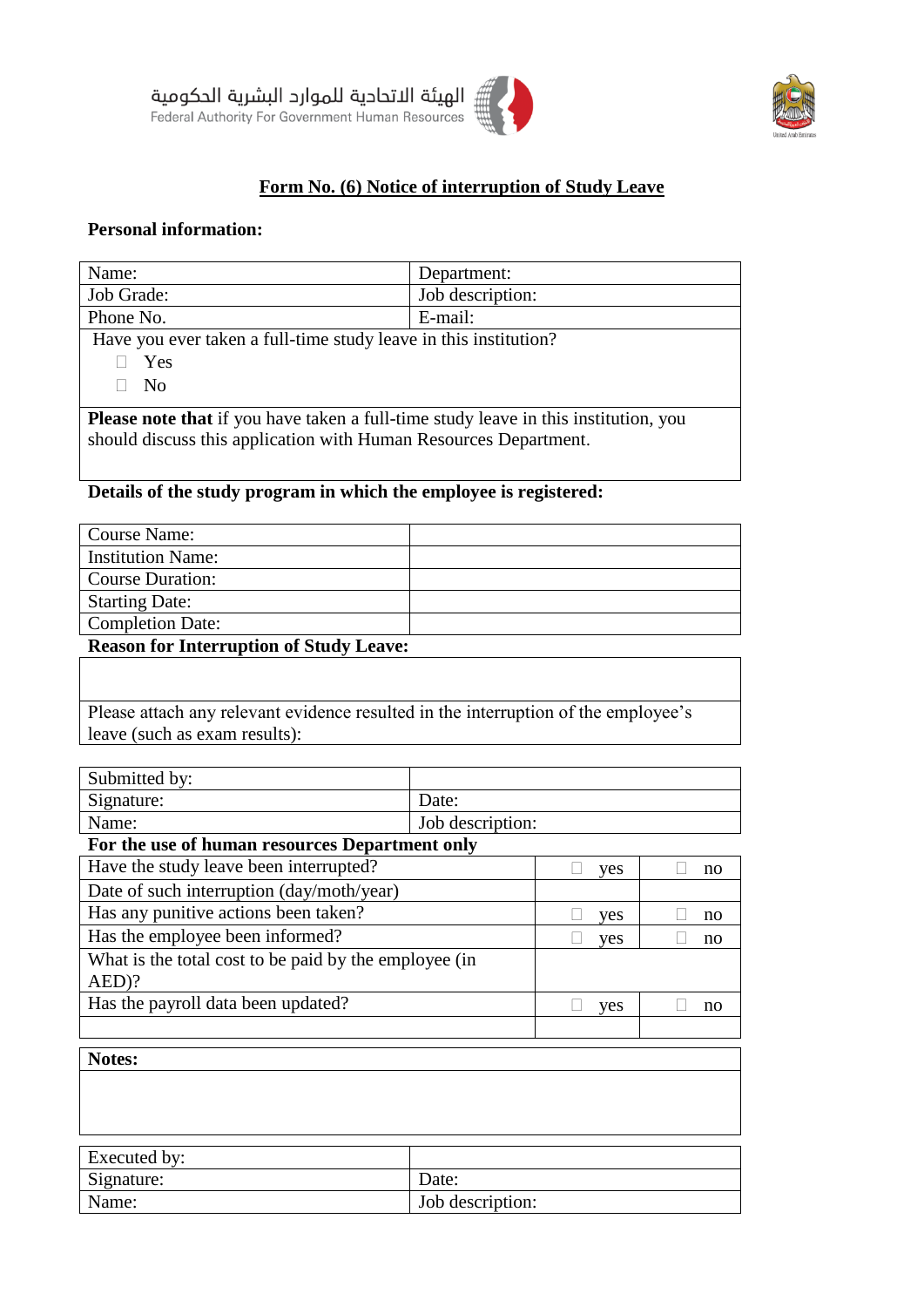الهيئة الاتحادية للموارد البشرية الحكومية
Federal Authority For Government Human Resources

# Form No. (6) Notice of interruption of Study Leave

**Personal information:**

| | |
|---|---|
| Name: | Department: |
| Job Grade: | Job description: |
| Phone No. | E-mail: |

Have you ever taken a full-time study leave in this institution?

- ☐ Yes
- ☐ No

**Please note that** if you have taken a full-time study leave in this institution, you should discuss this application with Human Resources Department.

**Details of the study program in which the employee is registered:**

| | |
|---|---|
| Course Name: | |
| Institution Name: | |
| Course Duration: | |
| Starting Date: | |
| Completion Date: | |

**Reason for Interruption of Study Leave:**

| |
|---|
| |
| Please attach any relevant evidence resulted in the interruption of the employee's leave (such as exam results): |

| | |
|---|---|
| Submitted by: | |
| Signature: | Date: |
| Name: | Job description: |

**For the use of human resources Department only**

| | | |
|---|---|---|
| Have the study leave been interrupted? | ☐ yes | ☐ no |
| Date of such interruption (day/moth/year) | | |
| Has any punitive actions been taken? | ☐ yes | ☐ no |
| Has the employee been informed? | ☐ yes | ☐ no |
| What is the total cost to be paid by the employee (in AED)? | | |
| Has the payroll data been updated? | ☐ yes | ☐ no |
| | | |

**Notes:**

| | |
|---|---|
| Executed by: | |
| Signature: | Date: |
| Name: | Job description: |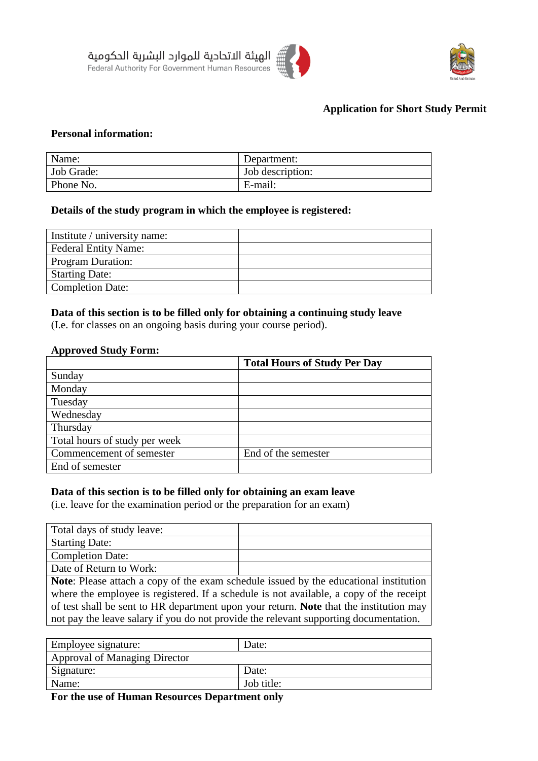الهيئة الاتحادية للموارد البشرية الحكومية
Federal Authority For Government Human Resources

**Application for Short Study Permit**

**Personal information:**

| | |
|---|---|
| Name: | Department: |
| Job Grade: | Job description: |
| Phone No. | E-mail: |

**Details of the study program in which the employee is registered:**

| | |
|---|---|
| Institute / university name: | |
| Federal Entity Name: | |
| Program Duration: | |
| Starting Date: | |
| Completion Date: | |

**Data of this section is to be filled only for obtaining a continuing study leave**
(I.e. for classes on an ongoing basis during your course period).

**Approved Study Form:**

| | **Total Hours of Study Per Day** |
|---|---|
| Sunday | |
| Monday | |
| Tuesday | |
| Wednesday | |
| Thursday | |
| Total hours of study per week | |
| Commencement of semester | End of the semester |
| End of semester | |

**Data of this section is to be filled only for obtaining an exam leave**
(i.e. leave for the examination period or the preparation for an exam)

| | |
|---|---|
| Total days of study leave: | |
| Starting Date: | |
| Completion Date: | |
| Date of Return to Work: | |
| **Note**: Please attach a copy of the exam schedule issued by the educational institution where the employee is registered. If a schedule is not available, a copy of the receipt of test shall be sent to HR department upon your return. **Note** that the institution may not pay the leave salary if you do not provide the relevant supporting documentation. | |

| | |
|---|---|
| Employee signature: | Date: |
| Approval of Managing Director | |
| Signature: | Date: |
| Name: | Job title: |

**For the use of Human Resources Department only**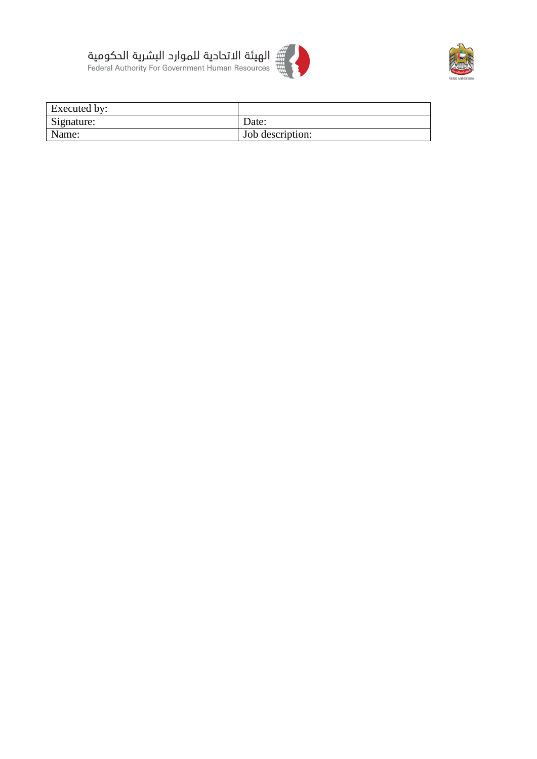| | |
|---|---|
| Executed by: | |
| Signature: | Date: |
| Name: | Job description: |